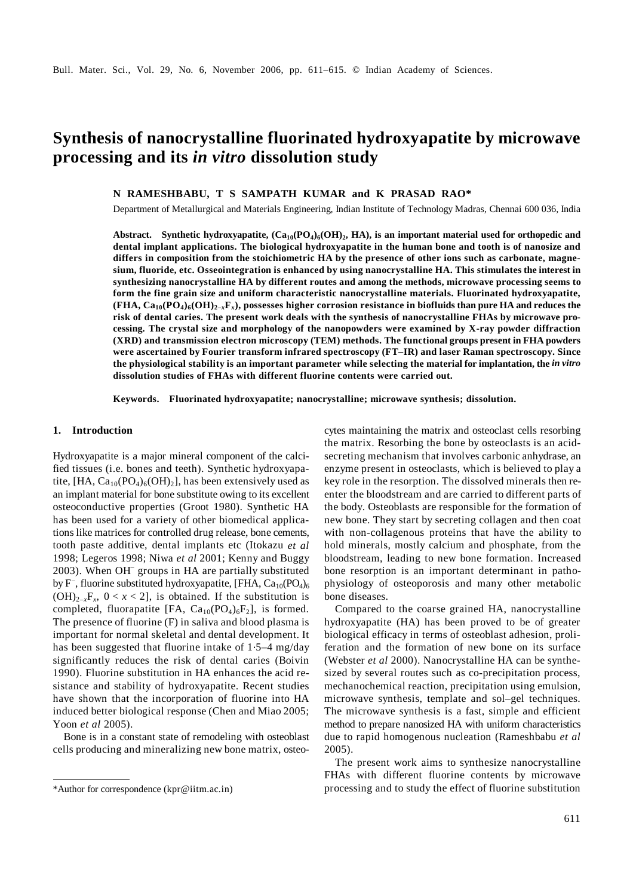# Synthesis of nanocrystalline fluorinated hydroxyapatite by microwave processing and its *in vitro* dissolution study

**N RAMESHBABU, T S SAMPATH KUMAR and K PRASAD RAO***

Department of Metallurgical and Materials Engineering, Indian Institute of Technology Madras, Chennai 600 036, India

**Abstract. Synthetic hydroxyapatite, ($Ca_{10}(PO_4)_6(OH)_2$, HA), is an important material used for orthopedic and dental implant applications. The biological hydroxyapatite in the human bone and tooth is of nanosize and differs in composition from the stoichiometric HA by the presence of other ions such as carbonate, magnesium, fluoride, etc. Osseointegration is enhanced by using nanocrystalline HA. This stimulates the interest in synthesizing nanocrystalline HA by different routes and among the methods, microwave processing seems to form the fine grain size and uniform characteristic nanocrystalline materials. Fluorinated hydroxyapatite, (FHA, $Ca_{10}(PO_4)_6(OH)_{2-x}F_x$), possesses higher corrosion resistance in biofluids than pure HA and reduces the risk of dental caries. The present work deals with the synthesis of nanocrystalline FHAs by microwave processing. The crystal size and morphology of the nanopowders were examined by X-ray powder diffraction (XRD) and transmission electron microscopy (TEM) methods. The functional groups present in FHA powders were ascertained by Fourier transform infrared spectroscopy (FT–IR) and laser Raman spectroscopy. Since the physiological stability is an important parameter while selecting the material for implantation, the *in vitro* dissolution studies of FHAs with different fluorine contents were carried out.**

**Keywords. Fluorinated hydroxyapatite; nanocrystalline; microwave synthesis; dissolution.**

## 1. Introduction

Hydroxyapatite is a major mineral component of the calcified tissues (i.e. bones and teeth). Synthetic hydroxyapatite, [HA, $Ca_{10}(PO_4)_6(OH)_2$], has been extensively used as an implant material for bone substitute owing to its excellent osteoconductive properties (Groot 1980). Synthetic HA has been used for a variety of other biomedical applications like matrices for controlled drug release, bone cements, tooth paste additive, dental implants etc (Itokazu *et al* 1998; Legeros 1998; Niwa *et al* 2001; Kenny and Buggy 2003). When $OH^-$ groups in HA are partially substituted by $F^-$, fluorine substituted hydroxyapatite, [FHA, $Ca_{10}(PO_4)_6(OH)_{2-x}F_x$, $0 < x < 2$], is obtained. If the substitution is completed, fluorapatite [FA, $Ca_{10}(PO_4)_6F_2$], is formed. The presence of fluorine (F) in saliva and blood plasma is important for normal skeletal and dental development. It has been suggested that fluorine intake of 1·5–4 mg/day significantly reduces the risk of dental caries (Boivin 1990). Fluorine substitution in HA enhances the acid resistance and stability of hydroxyapatite. Recent studies have shown that the incorporation of fluorine into HA induced better biological response (Chen and Miao 2005; Yoon *et al* 2005).

Bone is in a constant state of remodeling with osteoblast cells producing and mineralizing new bone matrix, osteocytes maintaining the matrix and osteoclast cells resorbing the matrix. Resorbing the bone by osteoclasts is an acid-secreting mechanism that involves carbonic anhydrase, an enzyme present in osteoclasts, which is believed to play a key role in the resorption. The dissolved minerals then re-enter the bloodstream and are carried to different parts of the body. Osteoblasts are responsible for the formation of new bone. They start by secreting collagen and then coat with non-collagenous proteins that have the ability to hold minerals, mostly calcium and phosphate, from the bloodstream, leading to new bone formation. Increased bone resorption is an important determinant in pathophysiology of osteoporosis and many other metabolic bone diseases.

Compared to the coarse grained HA, nanocrystalline hydroxyapatite (HA) has been proved to be of greater biological efficacy in terms of osteoblast adhesion, proliferation and the formation of new bone on its surface (Webster *et al* 2000). Nanocrystalline HA can be synthesized by several routes such as co-precipitation process, mechanochemical reaction, precipitation using emulsion, microwave synthesis, template and sol–gel techniques. The microwave synthesis is a fast, simple and efficient method to prepare nanosized HA with uniform characteristics due to rapid homogenous nucleation (Rameshbabu *et al* 2005).

The present work aims to synthesize nanocrystalline FHAs with different fluorine contents by microwave processing and to study the effect of fluorine substitution

*Author for correspondence (kpr@iitm.ac.in)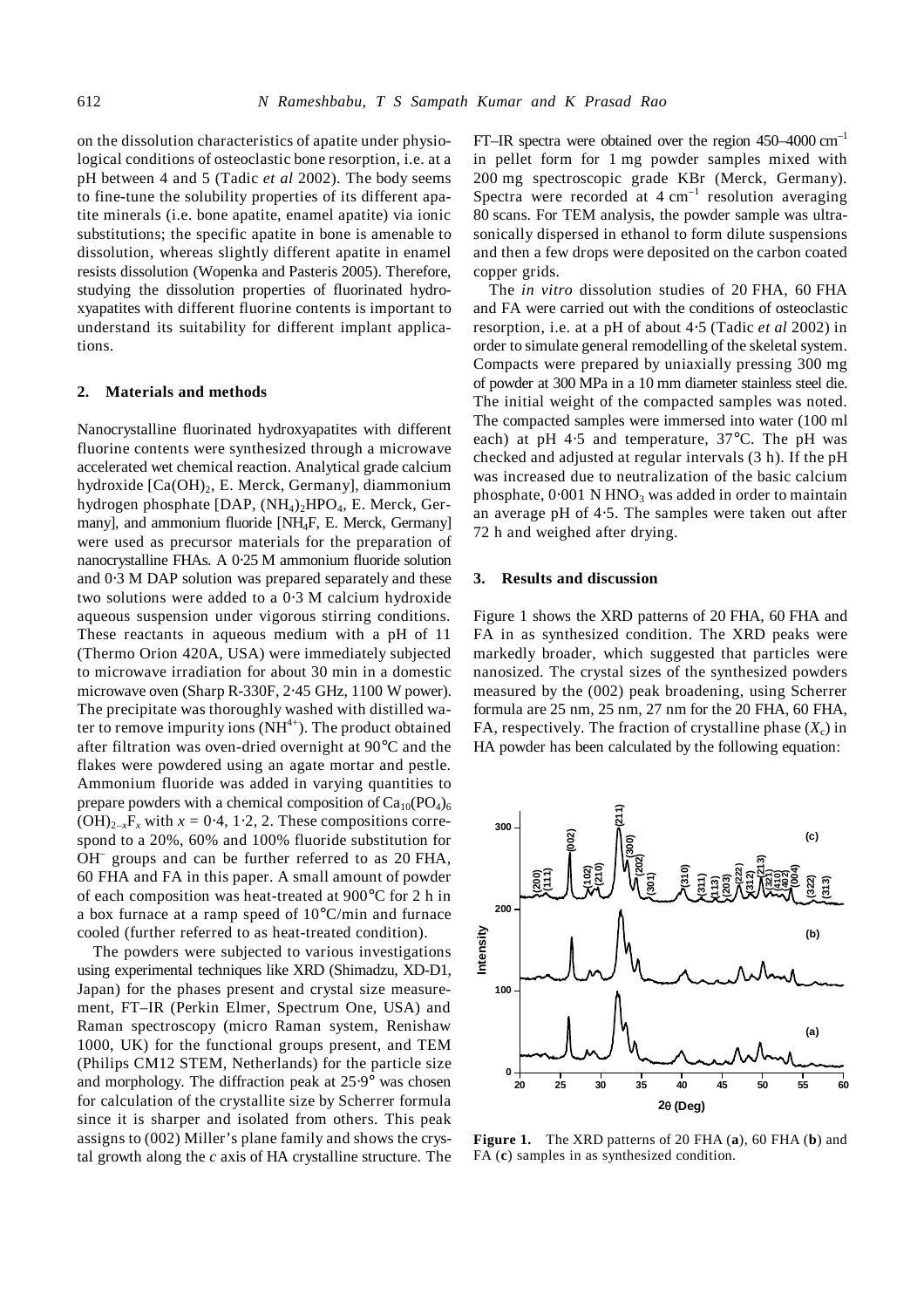on the dissolution characteristics of apatite under physiological conditions of osteoclastic bone resorption, i.e. at a pH between 4 and 5 (Tadic *et al* 2002). The body seems to fine-tune the solubility properties of its different apatite minerals (i.e. bone apatite, enamel apatite) via ionic substitutions; the specific apatite in bone is amenable to dissolution, whereas slightly different apatite in enamel resists dissolution (Wopenka and Pasteris 2005). Therefore, studying the dissolution properties of fluorinated hydroxyapatites with different fluorine contents is important to understand its suitability for different implant applications.

## 2. Materials and methods

Nanocrystalline fluorinated hydroxyapatites with different fluorine contents were synthesized through a microwave accelerated wet chemical reaction. Analytical grade calcium hydroxide [$Ca(OH)_2$, E. Merck, Germany], diammonium hydrogen phosphate [DAP, $(NH_4)_2HPO_4$, E. Merck, Germany], and ammonium fluoride [$NH_4F$, E. Merck, Germany] were used as precursor materials for the preparation of nanocrystalline FHAs. A 0·25 M ammonium fluoride solution and 0·3 M DAP solution was prepared separately and these two solutions were added to a 0·3 M calcium hydroxide aqueous suspension under vigorous stirring conditions. These reactants in aqueous medium with a pH of 11 (Thermo Orion 420A, USA) were immediately subjected to microwave irradiation for about 30 min in a domestic microwave oven (Sharp R-330F, 2·45 GHz, 1100 W power). The precipitate was thoroughly washed with distilled water to remove impurity ions ($NH^{4+}$). The product obtained after filtration was oven-dried overnight at 90°C and the flakes were powdered using an agate mortar and pestle. Ammonium fluoride was added in varying quantities to prepare powders with a chemical composition of $Ca_{10}(PO_4)_6(OH)_{2-x}F_x$ with $x = 0·4$, 1·2, 2. These compositions correspond to a 20%, 60% and 100% fluoride substitution for $OH^-$ groups and can be further referred to as 20 FHA, 60 FHA and FA in this paper. A small amount of powder of each composition was heat-treated at 900°C for 2 h in a box furnace at a ramp speed of 10°C/min and furnace cooled (further referred to as heat-treated condition).

The powders were subjected to various investigations using experimental techniques like XRD (Shimadzu, XD-D1, Japan) for the phases present and crystal size measurement, FT–IR (Perkin Elmer, Spectrum One, USA) and Raman spectroscopy (micro Raman system, Renishaw 1000, UK) for the functional groups present, and TEM (Philips CM12 STEM, Netherlands) for the particle size and morphology. The diffraction peak at 25·9° was chosen for calculation of the crystallite size by Scherrer formula since it is sharper and isolated from others. This peak assigns to (002) Miller's plane family and shows the crystal growth along the *c* axis of HA crystalline structure. The FT–IR spectra were obtained over the region 450–4000 $cm^{-1}$ in pellet form for 1 mg powder samples mixed with 200 mg spectroscopic grade KBr (Merck, Germany). Spectra were recorded at 4 $cm^{-1}$ resolution averaging 80 scans. For TEM analysis, the powder sample was ultrasonically dispersed in ethanol to form dilute suspensions and then a few drops were deposited on the carbon coated copper grids.

The *in vitro* dissolution studies of 20 FHA, 60 FHA and FA were carried out with the conditions of osteoclastic resorption, i.e. at a pH of about 4·5 (Tadic *et al* 2002) in order to simulate general remodelling of the skeletal system. Compacts were prepared by uniaxially pressing 300 mg of powder at 300 MPa in a 10 mm diameter stainless steel die. The initial weight of the compacted samples was noted. The compacted samples were immersed into water (100 ml each) at pH 4·5 and temperature, 37°C. The pH was checked and adjusted at regular intervals (3 h). If the pH was increased due to neutralization of the basic calcium phosphate, 0·001 N $HNO_3$ was added in order to maintain an average pH of 4·5. The samples were taken out after 72 h and weighed after drying.

## 3. Results and discussion

Figure 1 shows the XRD patterns of 20 FHA, 60 FHA and FA in as synthesized condition. The XRD peaks were markedly broader, which suggested that particles were nanosized. The crystal sizes of the synthesized powders measured by the (002) peak broadening, using Scherrer formula are 25 nm, 25 nm, 27 nm for the 20 FHA, 60 FHA, FA, respectively. The fraction of crystalline phase ($X_c$) in HA powder has been calculated by the following equation:

**Figure 1.** The XRD patterns of 20 FHA (**a**), 60 FHA (**b**) and FA (**c**) samples in as synthesized condition.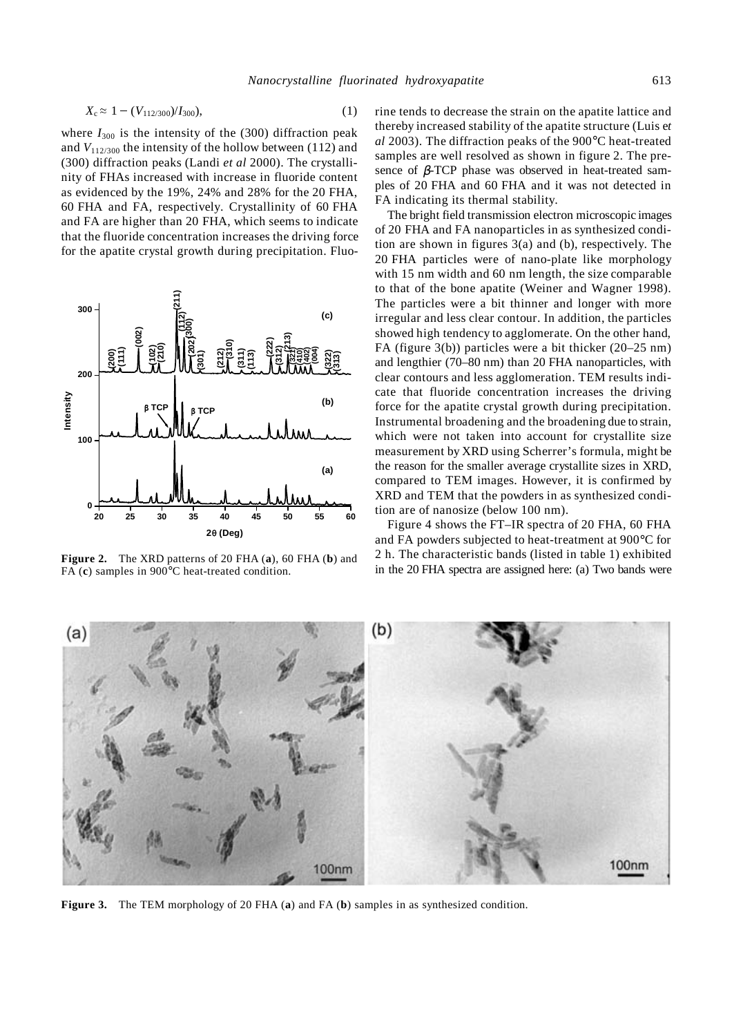$$X_c \approx 1 - (V_{112/300})/I_{300}, \qquad (1)$$

where $I_{300}$ is the intensity of the (300) diffraction peak and $V_{112/300}$ the intensity of the hollow between (112) and (300) diffraction peaks (Landi *et al* 2000). The crystallinity of FHAs increased with increase in fluoride content as evidenced by the 19%, 24% and 28% for the 20 FHA, 60 FHA and FA, respectively. Crystallinity of 60 FHA and FA are higher than 20 FHA, which seems to indicate that the fluoride concentration increases the driving force for the apatite crystal growth during precipitation. Fluorine tends to decrease the strain on the apatite lattice and thereby increased stability of the apatite structure (Luis *et al* 2003). The diffraction peaks of the 900°C heat-treated samples are well resolved as shown in figure 2. The presence of $\beta$-TCP phase was observed in heat-treated samples of 20 FHA and 60 FHA and it was not detected in FA indicating its thermal stability.

**Figure 2.** The XRD patterns of 20 FHA (**a**), 60 FHA (**b**) and FA (**c**) samples in 900°C heat-treated condition.

The bright field transmission electron microscopic images of 20 FHA and FA nanoparticles in as synthesized condition are shown in figures 3(a) and (b), respectively. The 20 FHA particles were of nano-plate like morphology with 15 nm width and 60 nm length, the size comparable to that of the bone apatite (Weiner and Wagner 1998). The particles were a bit thinner and longer with more irregular and less clear contour. In addition, the particles showed high tendency to agglomerate. On the other hand, FA (figure 3(b)) particles were a bit thicker (20–25 nm) and lengthier (70–80 nm) than 20 FHA nanoparticles, with clear contours and less agglomeration. TEM results indicate that fluoride concentration increases the driving force for the apatite crystal growth during precipitation. Instrumental broadening and the broadening due to strain, which were not taken into account for crystallite size measurement by XRD using Scherrer's formula, might be the reason for the smaller average crystallite sizes in XRD, compared to TEM images. However, it is confirmed by XRD and TEM that the powders in as synthesized condition are of nanosize (below 100 nm).

Figure 4 shows the FT–IR spectra of 20 FHA, 60 FHA and FA powders subjected to heat-treatment at 900°C for 2 h. The characteristic bands (listed in table 1) exhibited in the 20 FHA spectra are assigned here: (a) Two bands were

**Figure 3.** The TEM morphology of 20 FHA (**a**) and FA (**b**) samples in as synthesized condition.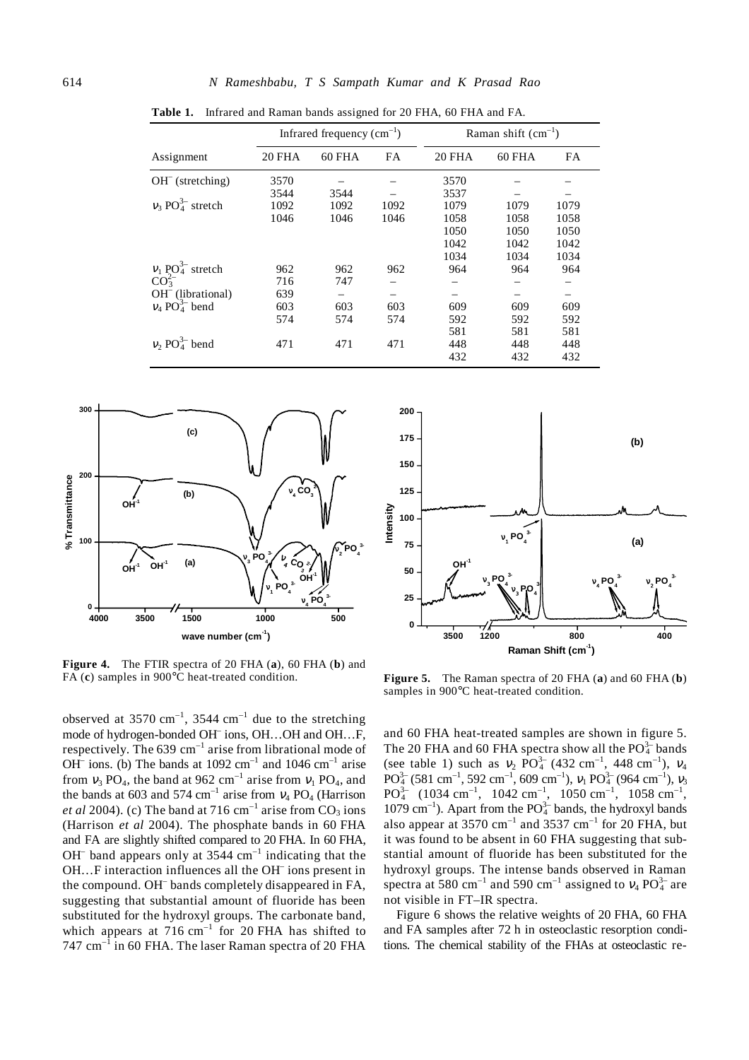**Table 1.** Infrared and Raman bands assigned for 20 FHA, 60 FHA and FA.

| Assignment | Infrared frequency ($cm^{-1}$) | | | Raman shift ($cm^{-1}$) | | |
|---|---|---|---|---|---|---|
| | 20 FHA | 60 FHA | FA | 20 FHA | 60 FHA | FA |
| $OH^-$ (stretching) | 3570 | – | – | 3570 | – | – |
| | 3544 | 3544 | – | 3537 | – | – |
| $\nu_3$ $PO_4^{3-}$ stretch | 1092 | 1092 | 1092 | 1079 | 1079 | 1079 |
| | 1046 | 1046 | 1046 | 1058 | 1058 | 1058 |
| | | | | 1050 | 1050 | 1050 |
| | | | | 1042 | 1042 | 1042 |
| | | | | 1034 | 1034 | 1034 |
| $\nu_1$ $PO_4^{3-}$ stretch | 962 | 962 | 962 | 964 | 964 | 964 |
| $CO_3^{2-}$ | 716 | 747 | – | – | – | – |
| $OH^-$ (librational) | 639 | – | – | – | – | – |
| $\nu_4$ $PO_4^{3-}$ bend | 603 | 603 | 603 | 609 | 609 | 609 |
| | 574 | 574 | 574 | 592 | 592 | 592 |
| | | | | 581 | 581 | 581 |
| $\nu_2$ $PO_4^{3-}$ bend | 471 | 471 | 471 | 448 | 448 | 448 |
| | | | | 432 | 432 | 432 |

**Figure 4.** The FTIR spectra of 20 FHA (**a**), 60 FHA (**b**) and FA (**c**) samples in 900°C heat-treated condition.

**Figure 5.** The Raman spectra of 20 FHA (**a**) and 60 FHA (**b**) samples in 900°C heat-treated condition.

observed at 3570 $cm^{-1}$, 3544 $cm^{-1}$ due to the stretching mode of hydrogen-bonded $OH^-$ ions, OH…OH and OH…F, respectively. The 639 $cm^{-1}$ arise from librational mode of $OH^-$ ions. (b) The bands at 1092 $cm^{-1}$ and 1046 $cm^{-1}$ arise from $\nu_3$ $PO_4$, the band at 962 $cm^{-1}$ arise from $\nu_1$ $PO_4$, and the bands at 603 and 574 $cm^{-1}$ arise from $\nu_4$ $PO_4$ (Harrison *et al* 2004). (c) The band at 716 $cm^{-1}$ arise from $CO_3$ ions (Harrison *et al* 2004). The phosphate bands in 60 FHA and FA are slightly shifted compared to 20 FHA. In 60 FHA, $OH^-$ band appears only at 3544 $cm^{-1}$ indicating that the OH…F interaction influences all the $OH^-$ ions present in the compound. $OH^-$ bands completely disappeared in FA, suggesting that substantial amount of fluoride has been substituted for the hydroxyl groups. The carbonate band, which appears at 716 $cm^{-1}$ for 20 FHA has shifted to 747 $cm^{-1}$ in 60 FHA. The laser Raman spectra of 20 FHA and 60 FHA heat-treated samples are shown in figure 5. The 20 FHA and 60 FHA spectra show all the $PO_4^{3-}$ bands (see table 1) such as $\nu_2$ $PO_4^{3-}$ (432 $cm^{-1}$, 448 $cm^{-1}$), $\nu_4$ $PO_4^{3-}$ (581 $cm^{-1}$, 592 $cm^{-1}$, 609 $cm^{-1}$), $\nu_1$ $PO_4^{3-}$ (964 $cm^{-1}$), $\nu_3$ $PO_4^{3-}$ (1034 $cm^{-1}$, 1042 $cm^{-1}$, 1050 $cm^{-1}$, 1058 $cm^{-1}$, 1079 $cm^{-1}$). Apart from the $PO_4^{3-}$ bands, the hydroxyl bands also appear at 3570 $cm^{-1}$ and 3537 $cm^{-1}$ for 20 FHA, but it was found to be absent in 60 FHA suggesting that substantial amount of fluoride has been substituted for the hydroxyl groups. The intense bands observed in Raman spectra at 580 $cm^{-1}$ and 590 $cm^{-1}$ assigned to $\nu_4$ $PO_4^{3-}$ are not visible in FT–IR spectra.

Figure 6 shows the relative weights of 20 FHA, 60 FHA and FA samples after 72 h in osteoclastic resorption conditions. The chemical stability of the FHAs at osteoclastic re-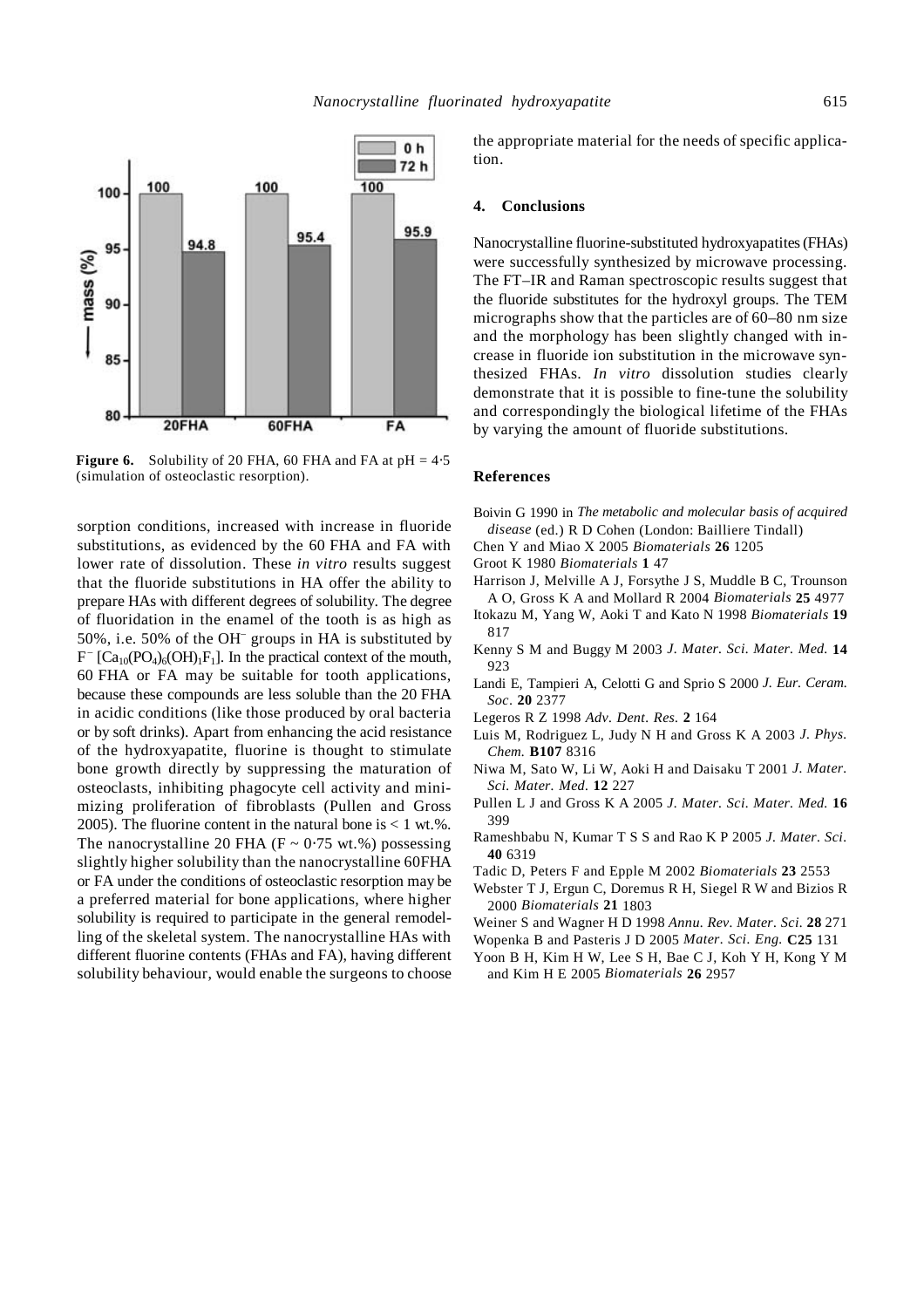0 h
72 h

100 100 100
94.8 95.4 95.9

mass (%)

100
95
90
85
80

20FHA 60FHA FA

**Figure 6.** Solubility of 20 FHA, 60 FHA and FA at pH = 4·5 (simulation of osteoclastic resorption).

sorption conditions, increased with increase in fluoride substitutions, as evidenced by the 60 FHA and FA with lower rate of dissolution. These *in vitro* results suggest that the fluoride substitutions in HA offer the ability to prepare HAs with different degrees of solubility. The degree of fluoridation in the enamel of the tooth is as high as 50%, i.e. 50% of the $OH^-$ groups in HA is substituted by $F^-$ $[Ca_{10}(PO_4)_6(OH)_1F_1]$. In the practical context of the mouth, 60 FHA or FA may be suitable for tooth applications, because these compounds are less soluble than the 20 FHA in acidic conditions (like those produced by oral bacteria or by soft drinks). Apart from enhancing the acid resistance of the hydroxyapatite, fluorine is thought to stimulate bone growth directly by suppressing the maturation of osteoclasts, inhibiting phagocyte cell activity and minimizing proliferation of fibroblasts (Pullen and Gross 2005). The fluorine content in the natural bone is < 1 wt.%. The nanocrystalline 20 FHA (F ~ 0·75 wt.%) possessing slightly higher solubility than the nanocrystalline 60FHA or FA under the conditions of osteoclastic resorption may be a preferred material for bone applications, where higher solubility is required to participate in the general remodelling of the skeletal system. The nanocrystalline HAs with different fluorine contents (FHAs and FA), having different solubility behaviour, would enable the surgeons to choose the appropriate material for the needs of specific application.

## 4. Conclusions

Nanocrystalline fluorine-substituted hydroxyapatites (FHAs) were successfully synthesized by microwave processing. The FT–IR and Raman spectroscopic results suggest that the fluoride substitutes for the hydroxyl groups. The TEM micrographs show that the particles are of 60–80 nm size and the morphology has been slightly changed with increase in fluoride ion substitution in the microwave synthesized FHAs. *In vitro* dissolution studies clearly demonstrate that it is possible to fine-tune the solubility and correspondingly the biological lifetime of the FHAs by varying the amount of fluoride substitutions.

## References

Boivin G 1990 in *The metabolic and molecular basis of acquired disease* (ed.) R D Cohen (London: Bailliere Tindall)

Chen Y and Miao X 2005 *Biomaterials* **26** 1205

Groot K 1980 *Biomaterials* **1** 47

Harrison J, Melville A J, Forsythe J S, Muddle B C, Trounson A O, Gross K A and Mollard R 2004 *Biomaterials* **25** 4977

Itokazu M, Yang W, Aoki T and Kato N 1998 *Biomaterials* **19** 817

Kenny S M and Buggy M 2003 *J. Mater. Sci. Mater. Med.* **14** 923

Landi E, Tampieri A, Celotti G and Sprio S 2000 *J. Eur. Ceram. Soc.* **20** 2377

Legeros R Z 1998 *Adv. Dent. Res.* **2** 164

Luis M, Rodriguez L, Judy N H and Gross K A 2003 *J. Phys. Chem.* **B107** 8316

Niwa M, Sato W, Li W, Aoki H and Daisaku T 2001 *J. Mater. Sci. Mater. Med.* **12** 227

Pullen L J and Gross K A 2005 *J. Mater. Sci. Mater. Med.* **16** 399

Rameshbabu N, Kumar T S S and Rao K P 2005 *J. Mater. Sci.* **40** 6319

Tadic D, Peters F and Epple M 2002 *Biomaterials* **23** 2553

Webster T J, Ergun C, Doremus R H, Siegel R W and Bizios R 2000 *Biomaterials* **21** 1803

Weiner S and Wagner H D 1998 *Annu. Rev. Mater. Sci.* **28** 271

Wopenka B and Pasteris J D 2005 *Mater. Sci. Eng.* **C25** 131

Yoon B H, Kim H W, Lee S H, Bae C J, Koh Y H, Kong Y M and Kim H E 2005 *Biomaterials* **26** 2957